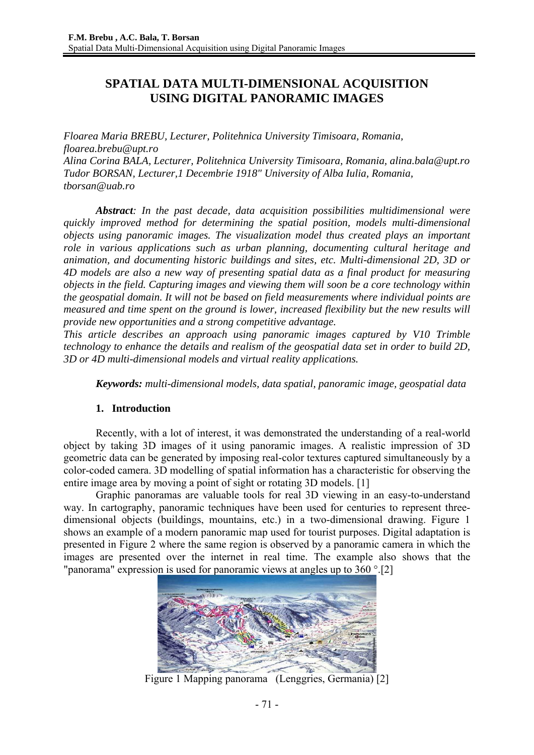# SPATIAL DATA MULTI-DIMENSIONAL ACQUISITION USING DIGITAL PANORAMIC IMAGES

*Floarea Maria BREBU, Lecturer, Politehnica University Timisoara, Romania, floarea.brebu@upt.ro*
*Alina Corina BALA, Lecturer, Politehnica University Timisoara, Romania, alina.bala@upt.ro*
*Tudor BORSAN, Lecturer,1 Decembrie 1918" University of Alba Iulia, Romania, tborsan@uab.ro*

***Abstract**: In the past decade, data acquisition possibilities multidimensional were quickly improved method for determining the spatial position, models multi-dimensional objects using panoramic images. The visualization model thus created plays an important role in various applications such as urban planning, documenting cultural heritage and animation, and documenting historic buildings and sites, etc. Multi-dimensional 2D, 3D or 4D models are also a new way of presenting spatial data as a final product for measuring objects in the field. Capturing images and viewing them will soon be a core technology within the geospatial domain. It will not be based on field measurements where individual points are measured and time spent on the ground is lower, increased flexibility but the new results will provide new opportunities and a strong competitive advantage.*
*This article describes an approach using panoramic images captured by V10 Trimble technology to enhance the details and realism of the geospatial data set in order to build 2D, 3D or 4D multi-dimensional models and virtual reality applications.*

***Keywords:** multi-dimensional models, data spatial, panoramic image, geospatial data*

## 1. Introduction

Recently, with a lot of interest, it was demonstrated the understanding of a real-world object by taking 3D images of it using panoramic images. A realistic impression of 3D geometric data can be generated by imposing real-color textures captured simultaneously by a color-coded camera. 3D modelling of spatial information has a characteristic for observing the entire image area by moving a point of sight or rotating 3D models. [1]

Graphic panoramas are valuable tools for real 3D viewing in an easy-to-understand way. In cartography, panoramic techniques have been used for centuries to represent three-dimensional objects (buildings, mountains, etc.) in a two-dimensional drawing. Figure 1 shows an example of a modern panoramic map used for tourist purposes. Digital adaptation is presented in Figure 2 where the same region is observed by a panoramic camera in which the images are presented over the internet in real time. The example also shows that the "panorama" expression is used for panoramic views at angles up to 360 °.[2]

Figure 1 Mapping panorama (Lenggries, Germania) [2]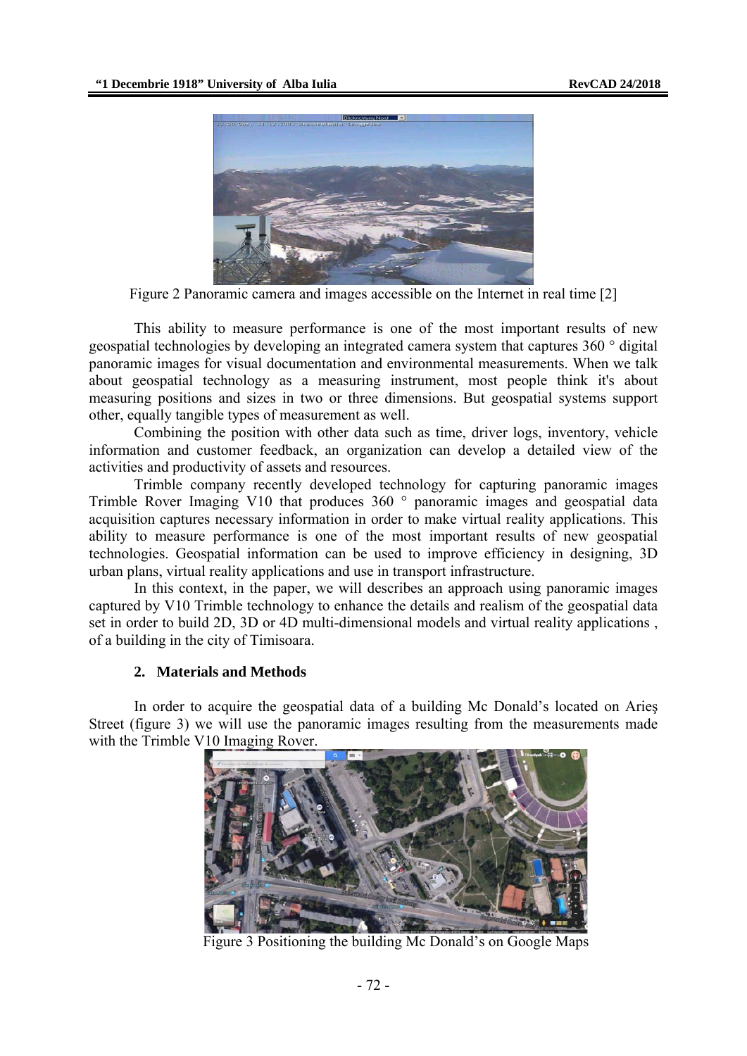Figure 2 Panoramic camera and images accessible on the Internet in real time [2]

This ability to measure performance is one of the most important results of new geospatial technologies by developing an integrated camera system that captures 360 ° digital panoramic images for visual documentation and environmental measurements. When we talk about geospatial technology as a measuring instrument, most people think it's about measuring positions and sizes in two or three dimensions. But geospatial systems support other, equally tangible types of measurement as well.

Combining the position with other data such as time, driver logs, inventory, vehicle information and customer feedback, an organization can develop a detailed view of the activities and productivity of assets and resources.

Trimble company recently developed technology for capturing panoramic images Trimble Rover Imaging V10 that produces 360 ° panoramic images and geospatial data acquisition captures necessary information in order to make virtual reality applications. This ability to measure performance is one of the most important results of new geospatial technologies. Geospatial information can be used to improve efficiency in designing, 3D urban plans, virtual reality applications and use in transport infrastructure.

In this context, in the paper, we will describes an approach using panoramic images captured by V10 Trimble technology to enhance the details and realism of the geospatial data set in order to build 2D, 3D or 4D multi-dimensional models and virtual reality applications , of a building in the city of Timisoara.

## 2. Materials and Methods

In order to acquire the geospatial data of a building Mc Donald's located on Arieş Street (figure 3) we will use the panoramic images resulting from the measurements made with the Trimble V10 Imaging Rover.

Figure 3 Positioning the building Mc Donald's on Google Maps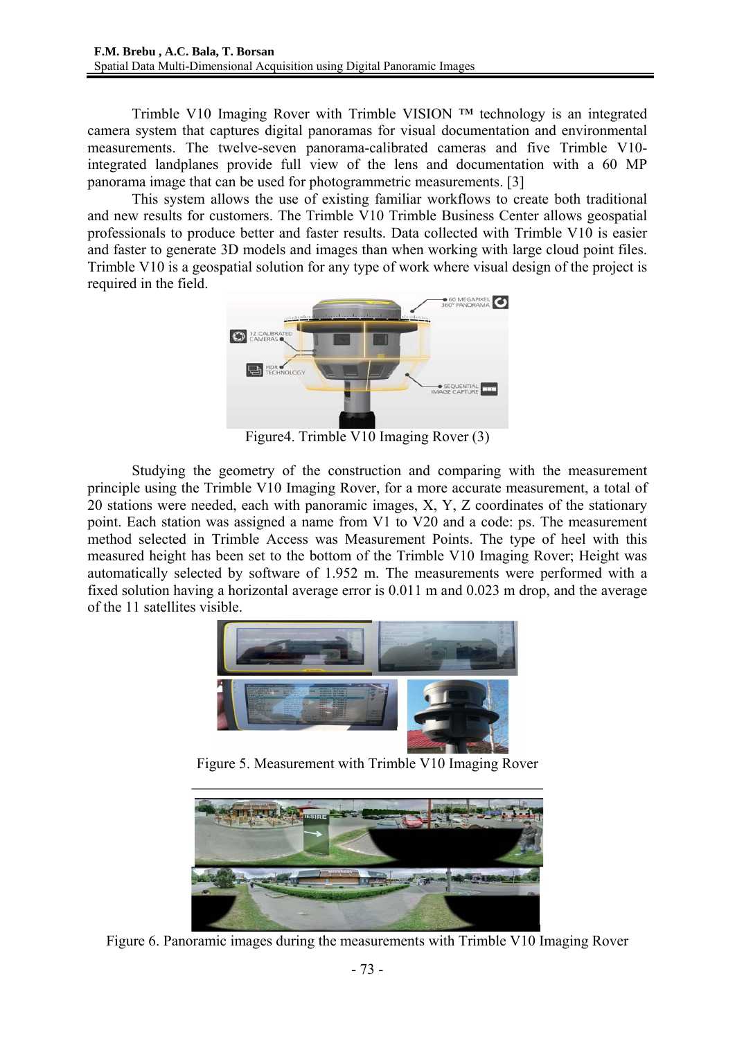Trimble V10 Imaging Rover with Trimble VISION ™ technology is an integrated camera system that captures digital panoramas for visual documentation and environmental measurements. The twelve-seven panorama-calibrated cameras and five Trimble V10-integrated landplanes provide full view of the lens and documentation with a 60 MP panorama image that can be used for photogrammetric measurements. [3]

This system allows the use of existing familiar workflows to create both traditional and new results for customers. The Trimble V10 Trimble Business Center allows geospatial professionals to produce better and faster results. Data collected with Trimble V10 is easier and faster to generate 3D models and images than when working with large cloud point files. Trimble V10 is a geospatial solution for any type of work where visual design of the project is required in the field.

Figure4. Trimble V10 Imaging Rover (3)

Studying the geometry of the construction and comparing with the measurement principle using the Trimble V10 Imaging Rover, for a more accurate measurement, a total of 20 stations were needed, each with panoramic images, X, Y, Z coordinates of the stationary point. Each station was assigned a name from V1 to V20 and a code: ps. The measurement method selected in Trimble Access was Measurement Points. The type of heel with this measured height has been set to the bottom of the Trimble V10 Imaging Rover; Height was automatically selected by software of 1.952 m. The measurements were performed with a fixed solution having a horizontal average error is 0.011 m and 0.023 m drop, and the average of the 11 satellites visible.

Figure 5. Measurement with Trimble V10 Imaging Rover

Figure 6. Panoramic images during the measurements with Trimble V10 Imaging Rover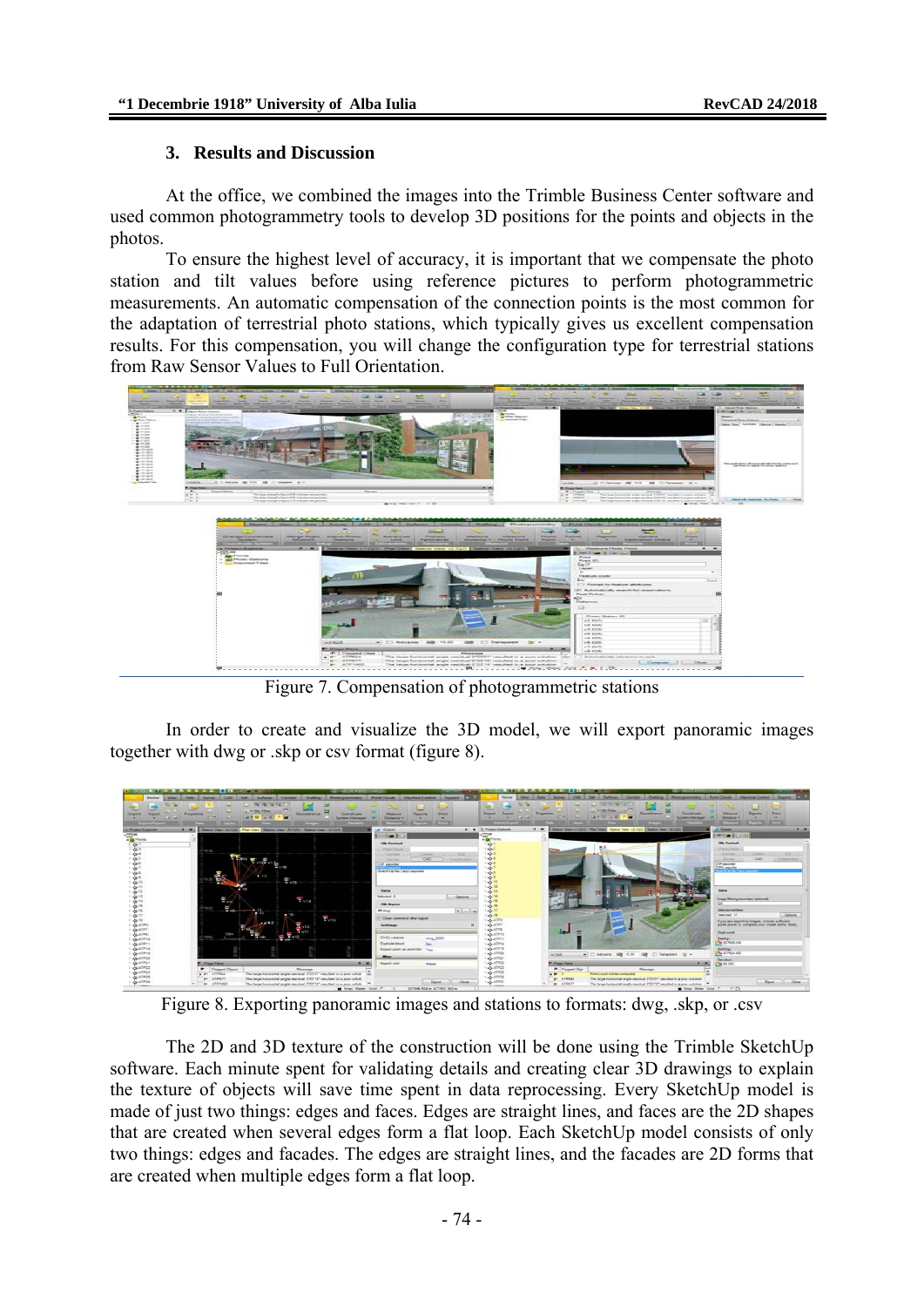## 3. Results and Discussion

At the office, we combined the images into the Trimble Business Center software and used common photogrammetry tools to develop 3D positions for the points and objects in the photos.

To ensure the highest level of accuracy, it is important that we compensate the photo station and tilt values before using reference pictures to perform photogrammetric measurements. An automatic compensation of the connection points is the most common for the adaptation of terrestrial photo stations, which typically gives us excellent compensation results. For this compensation, you will change the configuration type for terrestrial stations from Raw Sensor Values to Full Orientation.

Figure 7. Compensation of photogrammetric stations

In order to create and visualize the 3D model, we will export panoramic images together with dwg or .skp or csv format (figure 8).

Figure 8. Exporting panoramic images and stations to formats: dwg, .skp, or .csv

The 2D and 3D texture of the construction will be done using the Trimble SketchUp software. Each minute spent for validating details and creating clear 3D drawings to explain the texture of objects will save time spent in data reprocessing. Every SketchUp model is made of just two things: edges and faces. Edges are straight lines, and faces are the 2D shapes that are created when several edges form a flat loop. Each SketchUp model consists of only two things: edges and facades. The edges are straight lines, and the facades are 2D forms that are created when multiple edges form a flat loop.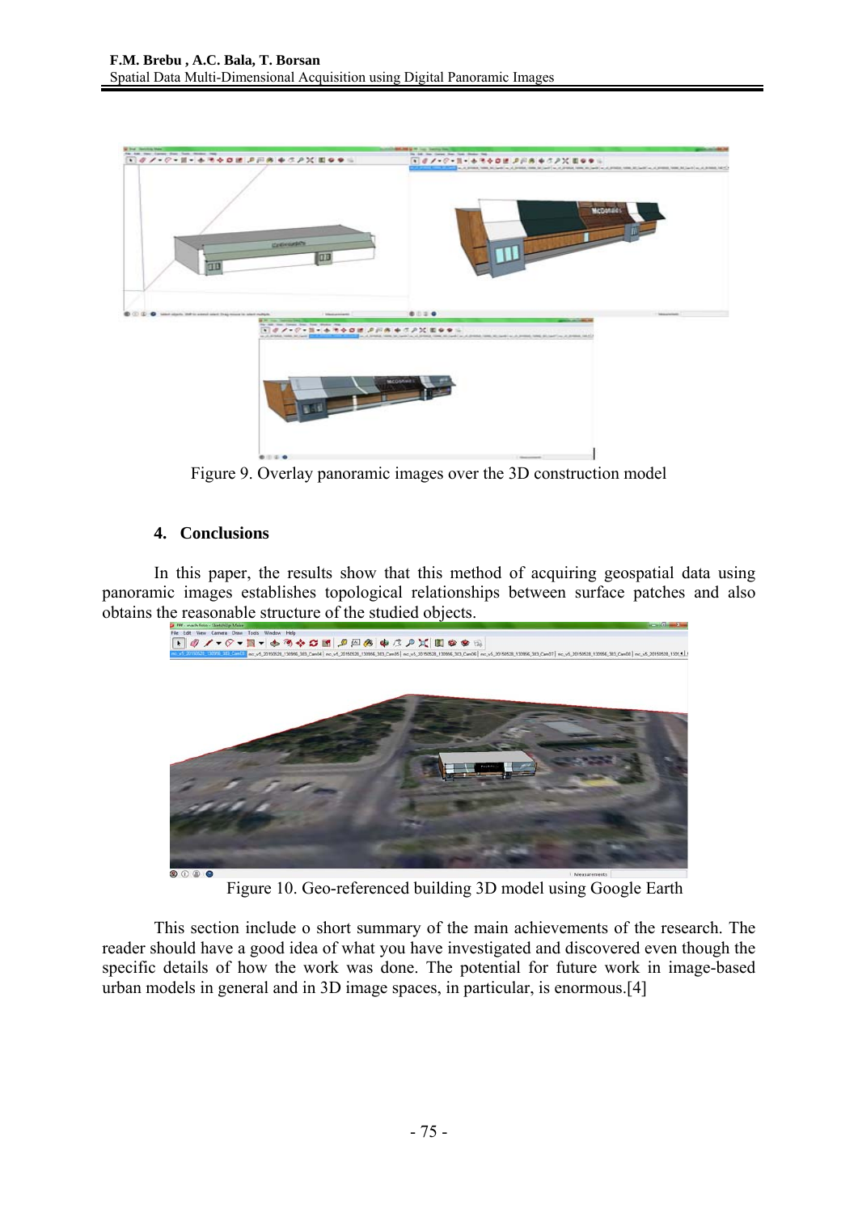Figure 9. Overlay panoramic images over the 3D construction model

## 4. Conclusions

In this paper, the results show that this method of acquiring geospatial data using panoramic images establishes topological relationships between surface patches and also obtains the reasonable structure of the studied objects.

Figure 10. Geo-referenced building 3D model using Google Earth

This section include o short summary of the main achievements of the research. The reader should have a good idea of what you have investigated and discovered even though the specific details of how the work was done. The potential for future work in image-based urban models in general and in 3D image spaces, in particular, is enormous.[4]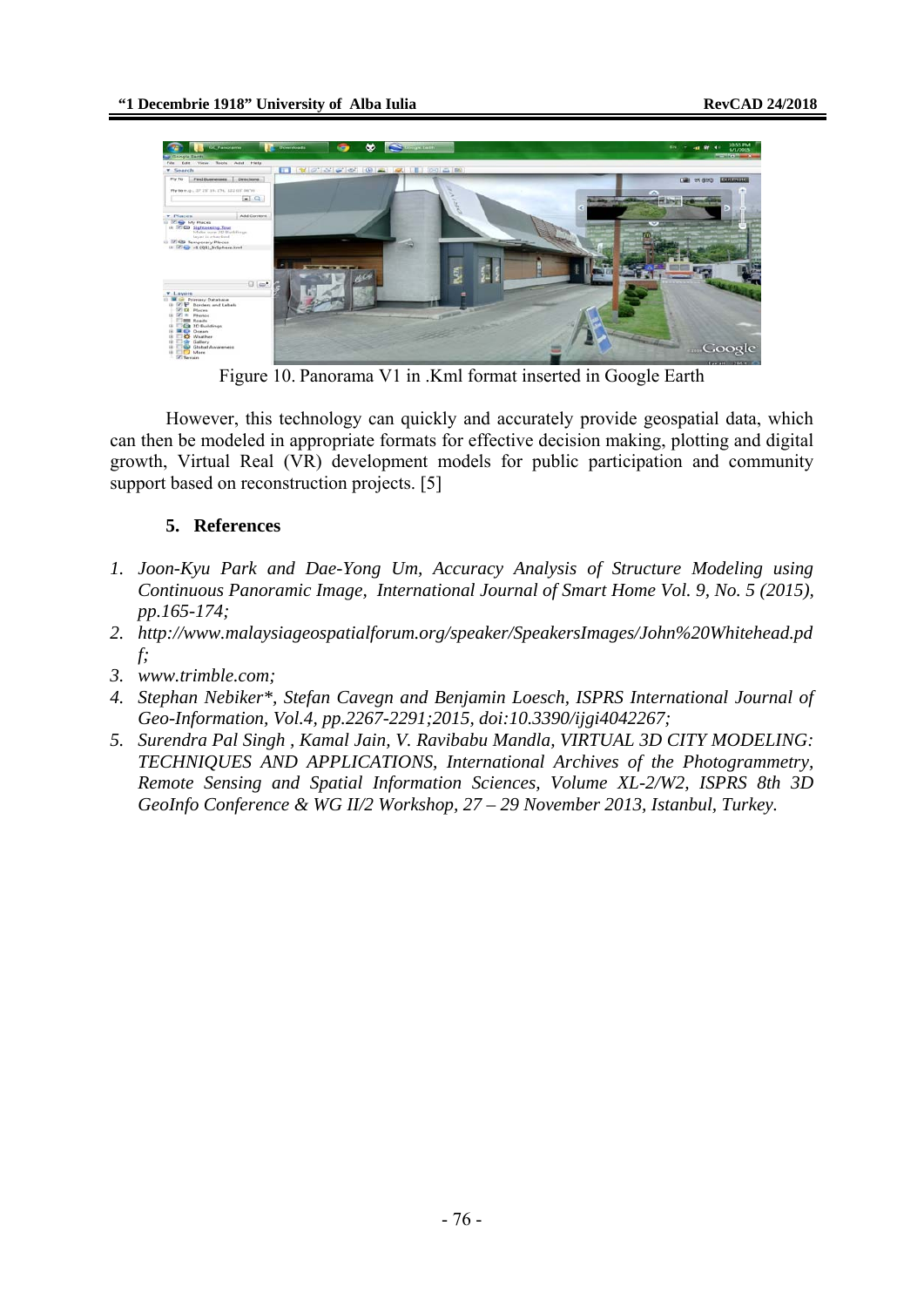Figure 10. Panorama V1 in .Kml format inserted in Google Earth

However, this technology can quickly and accurately provide geospatial data, which can then be modeled in appropriate formats for effective decision making, plotting and digital growth, Virtual Real (VR) development models for public participation and community support based on reconstruction projects. [5]

## 5. References

1. *Joon-Kyu Park and Dae-Yong Um, Accuracy Analysis of Structure Modeling using Continuous Panoramic Image, International Journal of Smart Home Vol. 9, No. 5 (2015), pp.165-174;*
2. *http://www.malaysiageospatialforum.org/speaker/SpeakersImages/John%20Whitehead.pdf;*
3. *www.trimble.com;*
4. *Stephan Nebiker*, Stefan Cavegn and Benjamin Loesch, ISPRS International Journal of Geo-Information, Vol.4, pp.2267-2291;2015, doi:10.3390/ijgi4042267;*
5. *Surendra Pal Singh , Kamal Jain, V. Ravibabu Mandla, VIRTUAL 3D CITY MODELING: TECHNIQUES AND APPLICATIONS, International Archives of the Photogrammetry, Remote Sensing and Spatial Information Sciences, Volume XL-2/W2, ISPRS 8th 3D GeoInfo Conference & WG II/2 Workshop, 27 – 29 November 2013, Istanbul, Turkey.*